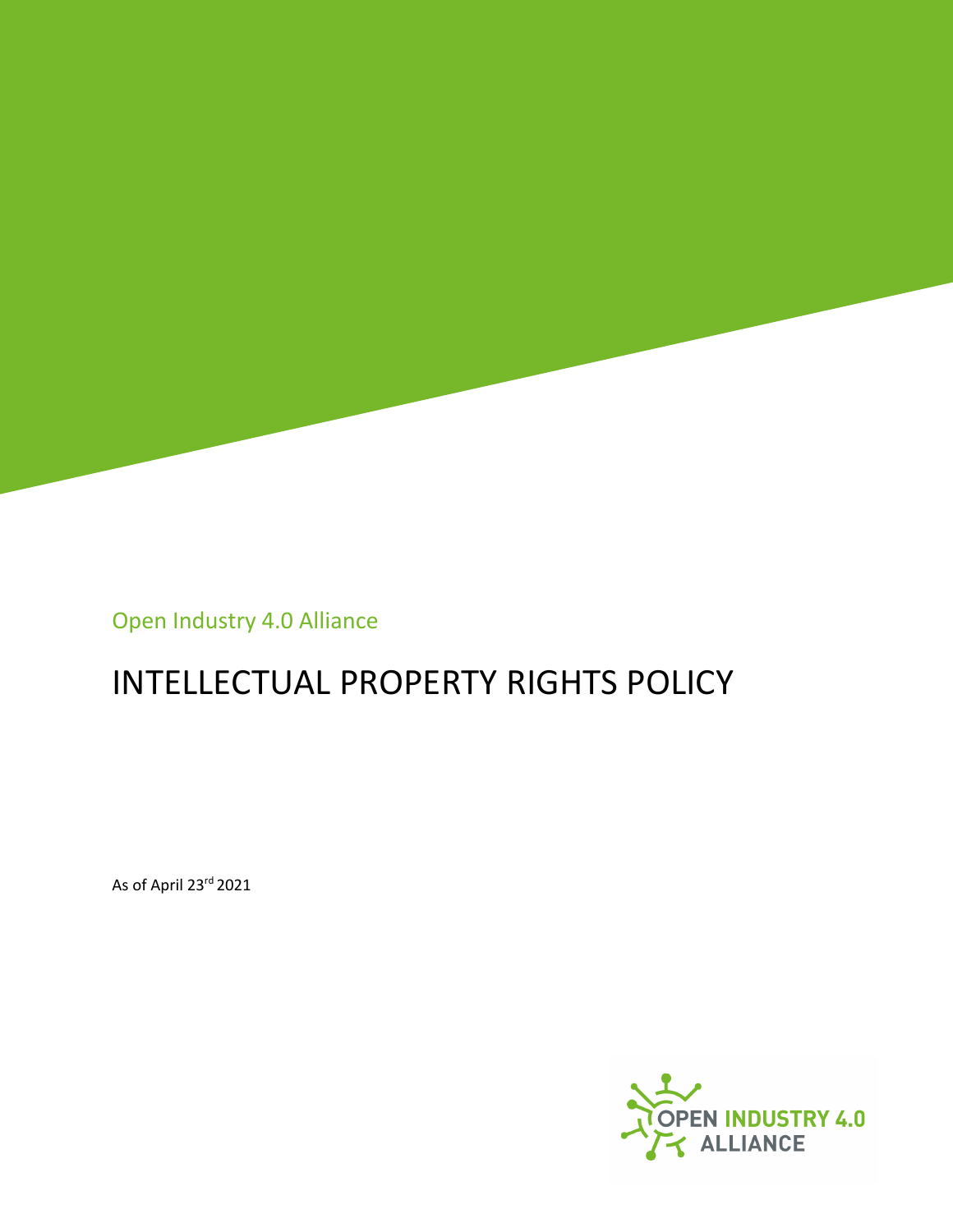Open Industry 4.0 Alliance

# INTELLECTUAL PROPERTY RIGHTS POLICY

As of April 23rd 2021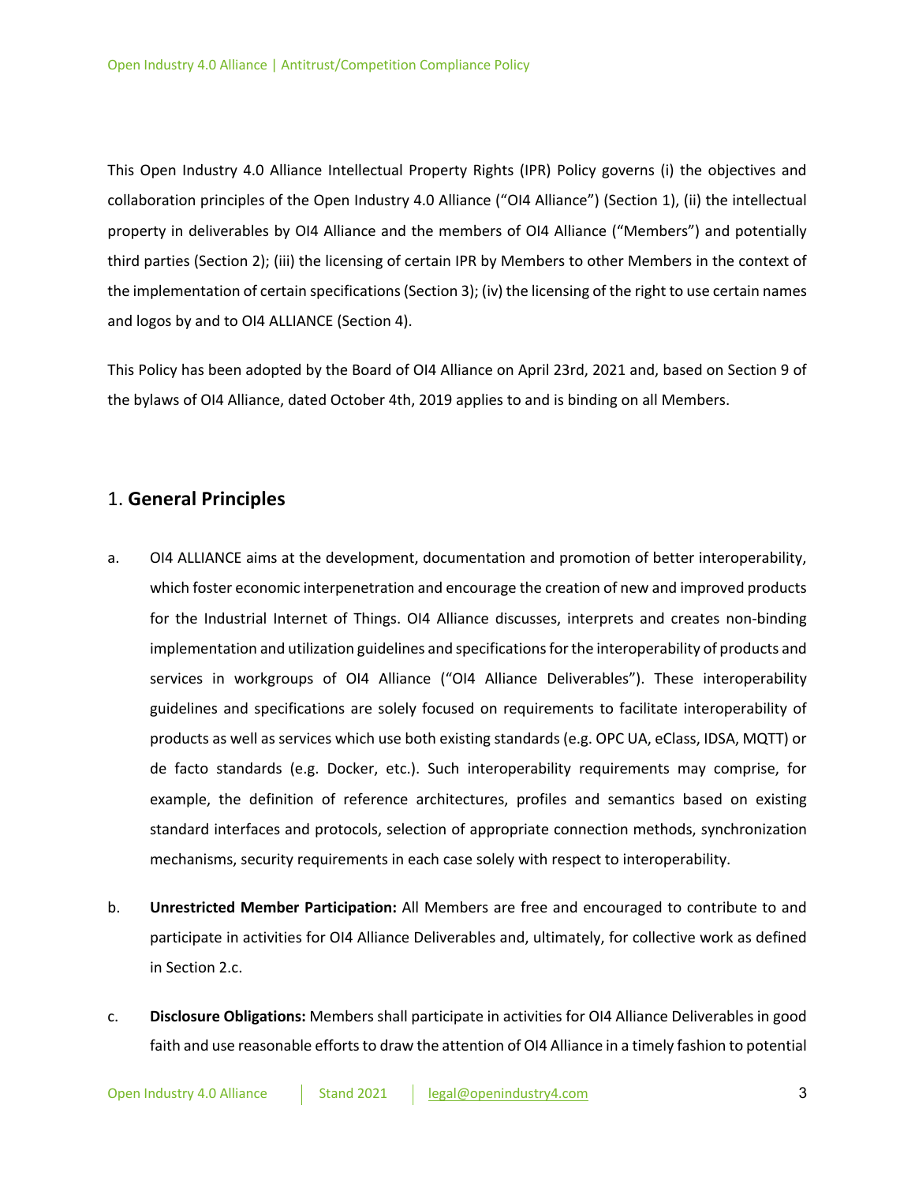This Open Industry 4.0 Alliance Intellectual Property Rights (IPR) Policy governs (i) the objectives and collaboration principles of the Open Industry 4.0 Alliance ("OI4 Alliance") (Section 1), (ii) the intellectual property in deliverables by OI4 Alliance and the members of OI4 Alliance ("Members") and potentially third parties (Section 2); (iii) the licensing of certain IPR by Members to other Members in the context of the implementation of certain specifications (Section 3); (iv) the licensing of the right to use certain names and logos by and to OI4 ALLIANCE (Section 4).

This Policy has been adopted by the Board of OI4 Alliance on April 23rd, 2021 and, based on Section 9 of the bylaws of OI4 Alliance, dated October 4th, 2019 applies to and is binding on all Members.

## 1. **General Principles**

a. OI4 ALLIANCE aims at the development, documentation and promotion of better interoperability, which foster economic interpenetration and encourage the creation of new and improved products for the Industrial Internet of Things. OI4 Alliance discusses, interprets and creates non-binding implementation and utilization guidelines and specifications for the interoperability of products and services in workgroups of OI4 Alliance ("OI4 Alliance Deliverables"). These interoperability guidelines and specifications are solely focused on requirements to facilitate interoperability of products as well as services which use both existing standards (e.g. OPC UA, eClass, IDSA, MQTT) or de facto standards (e.g. Docker, etc.). Such interoperability requirements may comprise, for example, the definition of reference architectures, profiles and semantics based on existing standard interfaces and protocols, selection of appropriate connection methods, synchronization mechanisms, security requirements in each case solely with respect to interoperability.

b. **Unrestricted Member Participation:** All Members are free and encouraged to contribute to and participate in activities for OI4 Alliance Deliverables and, ultimately, for collective work as defined in Section 2.c.

c. **Disclosure Obligations:** Members shall participate in activities for OI4 Alliance Deliverables in good faith and use reasonable efforts to draw the attention of OI4 Alliance in a timely fashion to potential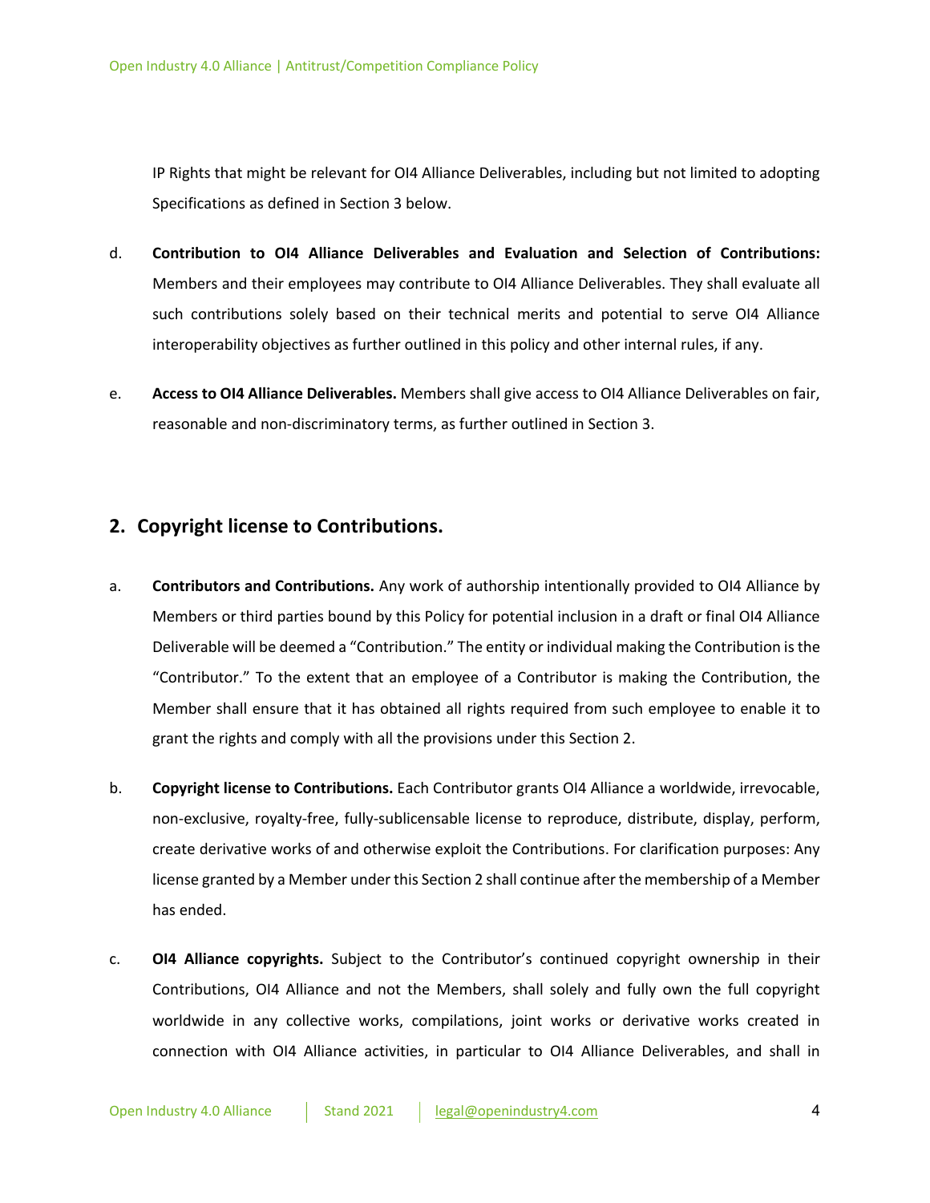IP Rights that might be relevant for OI4 Alliance Deliverables, including but not limited to adopting Specifications as defined in Section 3 below.

d. **Contribution to OI4 Alliance Deliverables and Evaluation and Selection of Contributions:** Members and their employees may contribute to OI4 Alliance Deliverables. They shall evaluate all such contributions solely based on their technical merits and potential to serve OI4 Alliance interoperability objectives as further outlined in this policy and other internal rules, if any.

e. **Access to OI4 Alliance Deliverables.** Members shall give access to OI4 Alliance Deliverables on fair, reasonable and non-discriminatory terms, as further outlined in Section 3.

## 2. Copyright license to Contributions.

a. **Contributors and Contributions.** Any work of authorship intentionally provided to OI4 Alliance by Members or third parties bound by this Policy for potential inclusion in a draft or final OI4 Alliance Deliverable will be deemed a "Contribution." The entity or individual making the Contribution is the "Contributor." To the extent that an employee of a Contributor is making the Contribution, the Member shall ensure that it has obtained all rights required from such employee to enable it to grant the rights and comply with all the provisions under this Section 2.

b. **Copyright license to Contributions.** Each Contributor grants OI4 Alliance a worldwide, irrevocable, non-exclusive, royalty-free, fully-sublicensable license to reproduce, distribute, display, perform, create derivative works of and otherwise exploit the Contributions. For clarification purposes: Any license granted by a Member under this Section 2 shall continue after the membership of a Member has ended.

c. **OI4 Alliance copyrights.** Subject to the Contributor's continued copyright ownership in their Contributions, OI4 Alliance and not the Members, shall solely and fully own the full copyright worldwide in any collective works, compilations, joint works or derivative works created in connection with OI4 Alliance activities, in particular to OI4 Alliance Deliverables, and shall in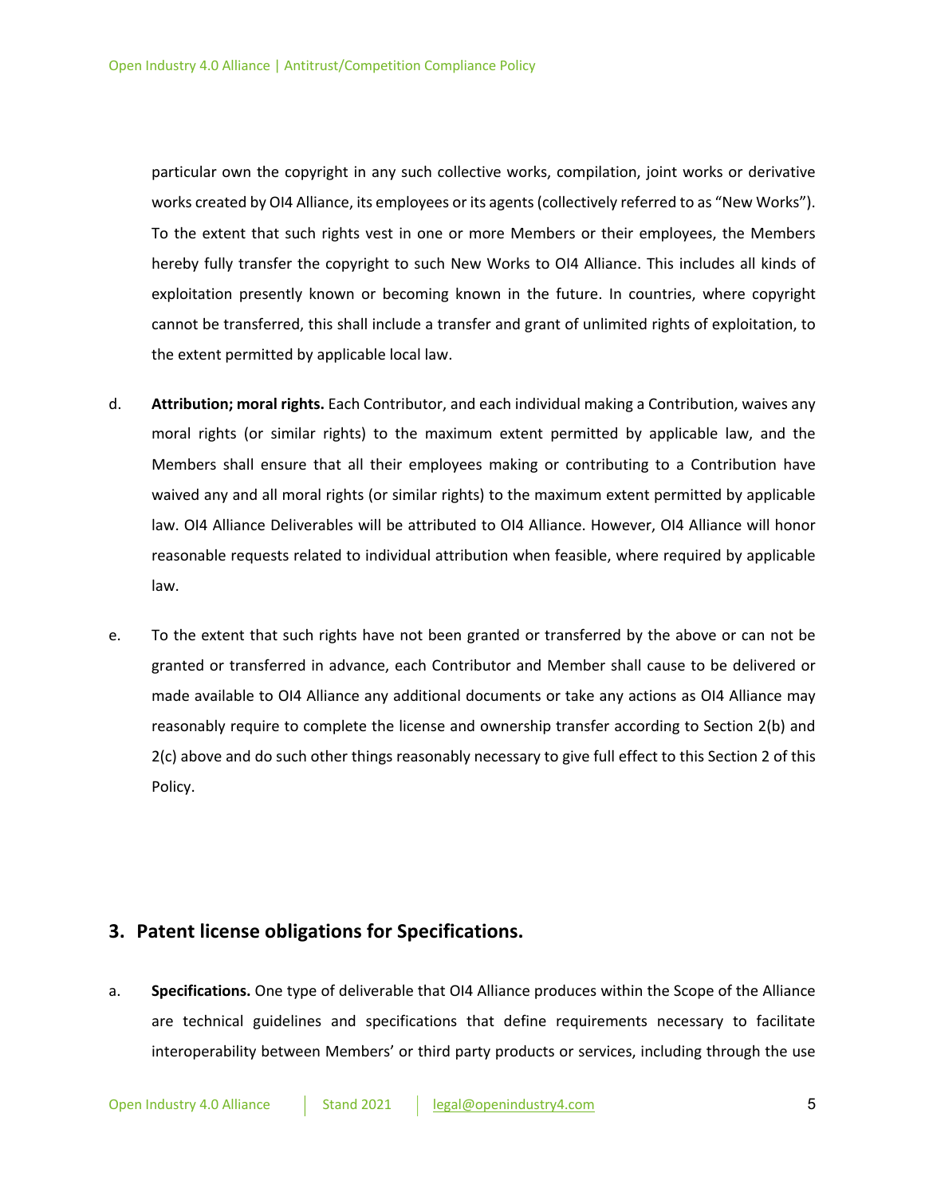particular own the copyright in any such collective works, compilation, joint works or derivative works created by OI4 Alliance, its employees or its agents (collectively referred to as "New Works"). To the extent that such rights vest in one or more Members or their employees, the Members hereby fully transfer the copyright to such New Works to OI4 Alliance. This includes all kinds of exploitation presently known or becoming known in the future. In countries, where copyright cannot be transferred, this shall include a transfer and grant of unlimited rights of exploitation, to the extent permitted by applicable local law.

d. **Attribution; moral rights.** Each Contributor, and each individual making a Contribution, waives any moral rights (or similar rights) to the maximum extent permitted by applicable law, and the Members shall ensure that all their employees making or contributing to a Contribution have waived any and all moral rights (or similar rights) to the maximum extent permitted by applicable law. OI4 Alliance Deliverables will be attributed to OI4 Alliance. However, OI4 Alliance will honor reasonable requests related to individual attribution when feasible, where required by applicable law.

e. To the extent that such rights have not been granted or transferred by the above or can not be granted or transferred in advance, each Contributor and Member shall cause to be delivered or made available to OI4 Alliance any additional documents or take any actions as OI4 Alliance may reasonably require to complete the license and ownership transfer according to Section 2(b) and 2(c) above and do such other things reasonably necessary to give full effect to this Section 2 of this Policy.

## 3. Patent license obligations for Specifications.

a. **Specifications.** One type of deliverable that OI4 Alliance produces within the Scope of the Alliance are technical guidelines and specifications that define requirements necessary to facilitate interoperability between Members' or third party products or services, including through the use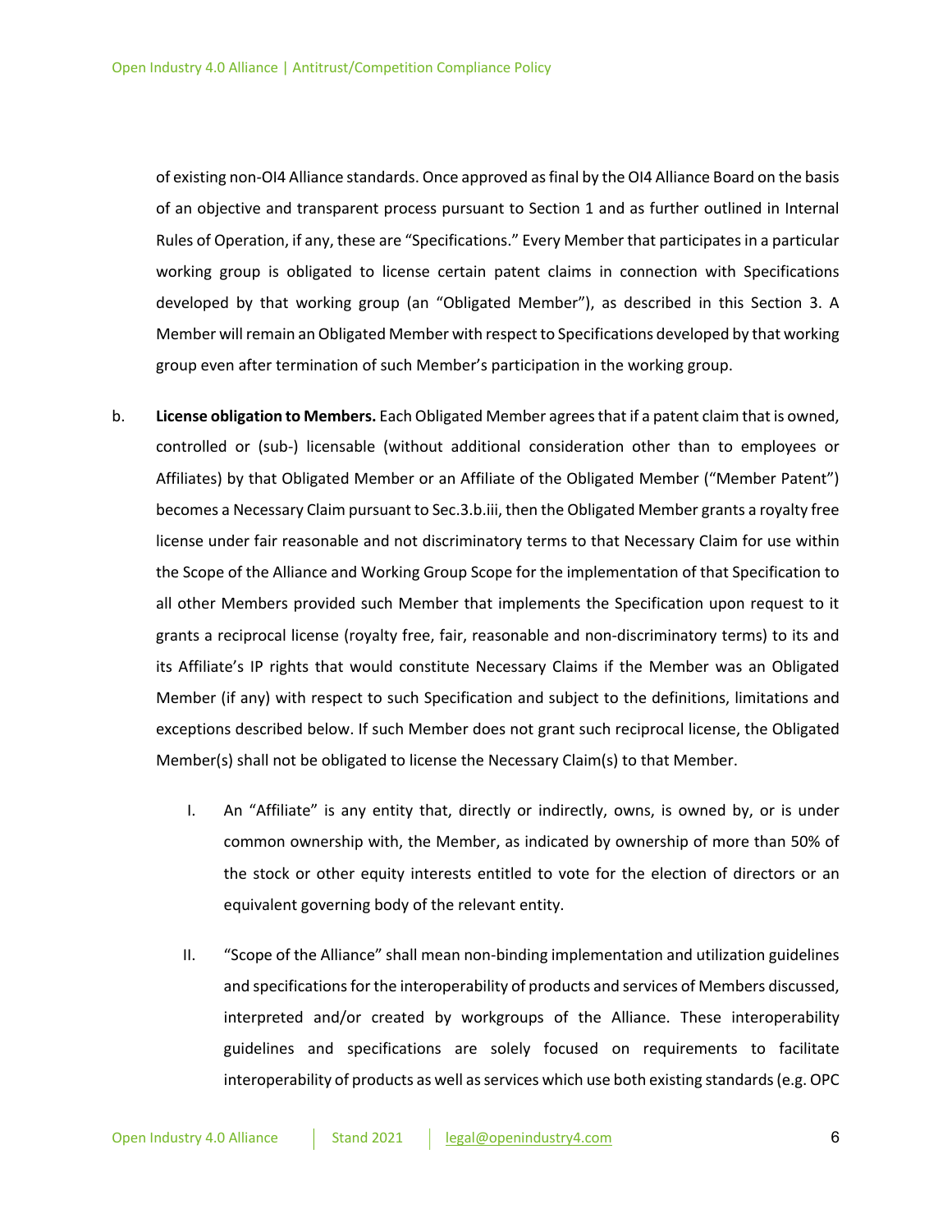of existing non-OI4 Alliance standards. Once approved as final by the OI4 Alliance Board on the basis of an objective and transparent process pursuant to Section 1 and as further outlined in Internal Rules of Operation, if any, these are “Specifications.” Every Member that participates in a particular working group is obligated to license certain patent claims in connection with Specifications developed by that working group (an “Obligated Member”), as described in this Section 3. A Member will remain an Obligated Member with respect to Specifications developed by that working group even after termination of such Member’s participation in the working group.

b. **License obligation to Members.** Each Obligated Member agrees that if a patent claim that is owned, controlled or (sub-) licensable (without additional consideration other than to employees or Affiliates) by that Obligated Member or an Affiliate of the Obligated Member (“Member Patent”) becomes a Necessary Claim pursuant to Sec.3.b.iii, then the Obligated Member grants a royalty free license under fair reasonable and not discriminatory terms to that Necessary Claim for use within the Scope of the Alliance and Working Group Scope for the implementation of that Specification to all other Members provided such Member that implements the Specification upon request to it grants a reciprocal license (royalty free, fair, reasonable and non-discriminatory terms) to its and its Affiliate’s IP rights that would constitute Necessary Claims if the Member was an Obligated Member (if any) with respect to such Specification and subject to the definitions, limitations and exceptions described below. If such Member does not grant such reciprocal license, the Obligated Member(s) shall not be obligated to license the Necessary Claim(s) to that Member.

   I. An “Affiliate” is any entity that, directly or indirectly, owns, is owned by, or is under common ownership with, the Member, as indicated by ownership of more than 50% of the stock or other equity interests entitled to vote for the election of directors or an equivalent governing body of the relevant entity.

   II. “Scope of the Alliance” shall mean non-binding implementation and utilization guidelines and specifications for the interoperability of products and services of Members discussed, interpreted and/or created by workgroups of the Alliance. These interoperability guidelines and specifications are solely focused on requirements to facilitate interoperability of products as well as services which use both existing standards (e.g. OPC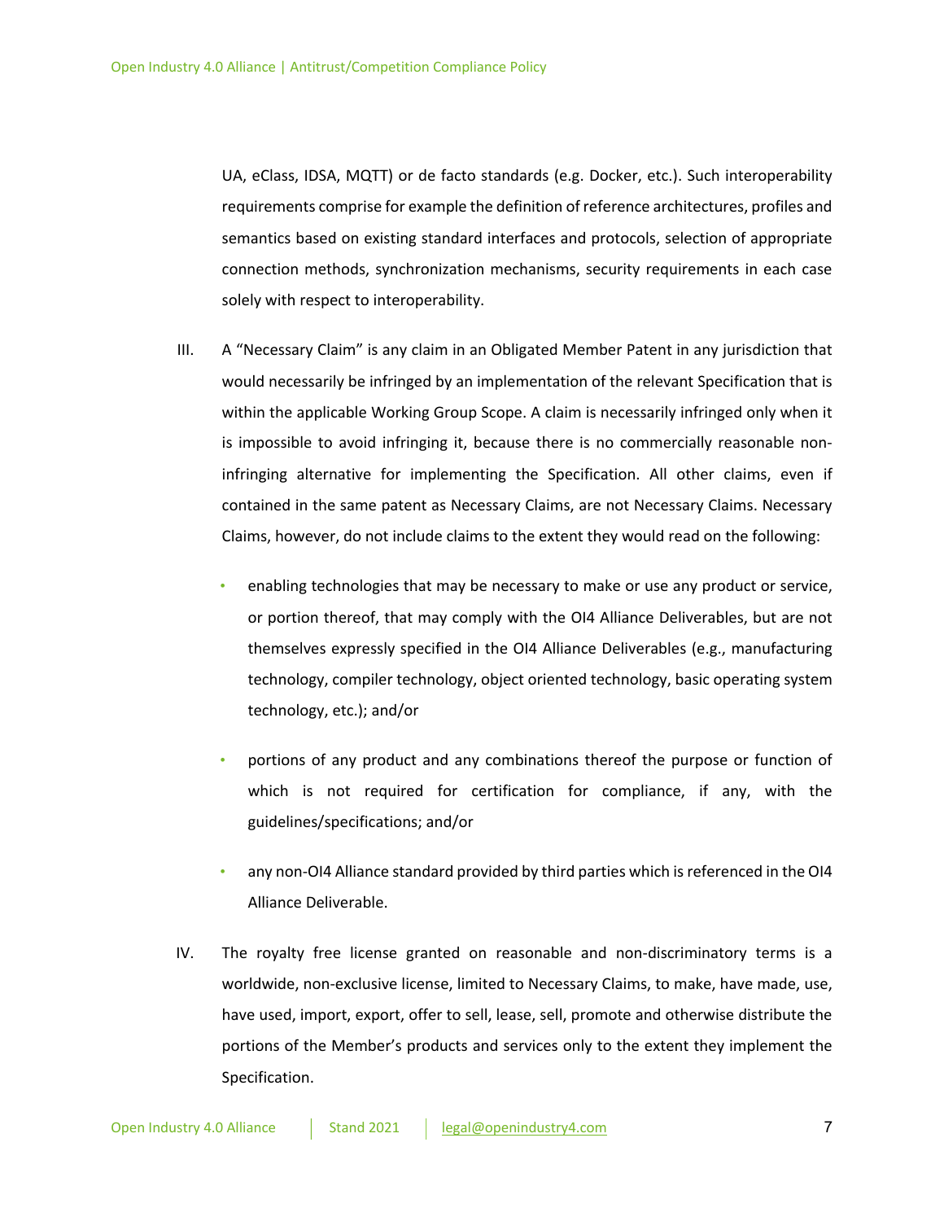UA, eClass, IDSA, MQTT) or de facto standards (e.g. Docker, etc.). Such interoperability requirements comprise for example the definition of reference architectures, profiles and semantics based on existing standard interfaces and protocols, selection of appropriate connection methods, synchronization mechanisms, security requirements in each case solely with respect to interoperability.

III. A “Necessary Claim” is any claim in an Obligated Member Patent in any jurisdiction that would necessarily be infringed by an implementation of the relevant Specification that is within the applicable Working Group Scope. A claim is necessarily infringed only when it is impossible to avoid infringing it, because there is no commercially reasonable non-infringing alternative for implementing the Specification. All other claims, even if contained in the same patent as Necessary Claims, are not Necessary Claims. Necessary Claims, however, do not include claims to the extent they would read on the following:

- enabling technologies that may be necessary to make or use any product or service, or portion thereof, that may comply with the OI4 Alliance Deliverables, but are not themselves expressly specified in the OI4 Alliance Deliverables (e.g., manufacturing technology, compiler technology, object oriented technology, basic operating system technology, etc.); and/or
- portions of any product and any combinations thereof the purpose or function of which is not required for certification for compliance, if any, with the guidelines/specifications; and/or
- any non-OI4 Alliance standard provided by third parties which is referenced in the OI4 Alliance Deliverable.

IV. The royalty free license granted on reasonable and non-discriminatory terms is a worldwide, non-exclusive license, limited to Necessary Claims, to make, have made, use, have used, import, export, offer to sell, lease, sell, promote and otherwise distribute the portions of the Member’s products and services only to the extent they implement the Specification.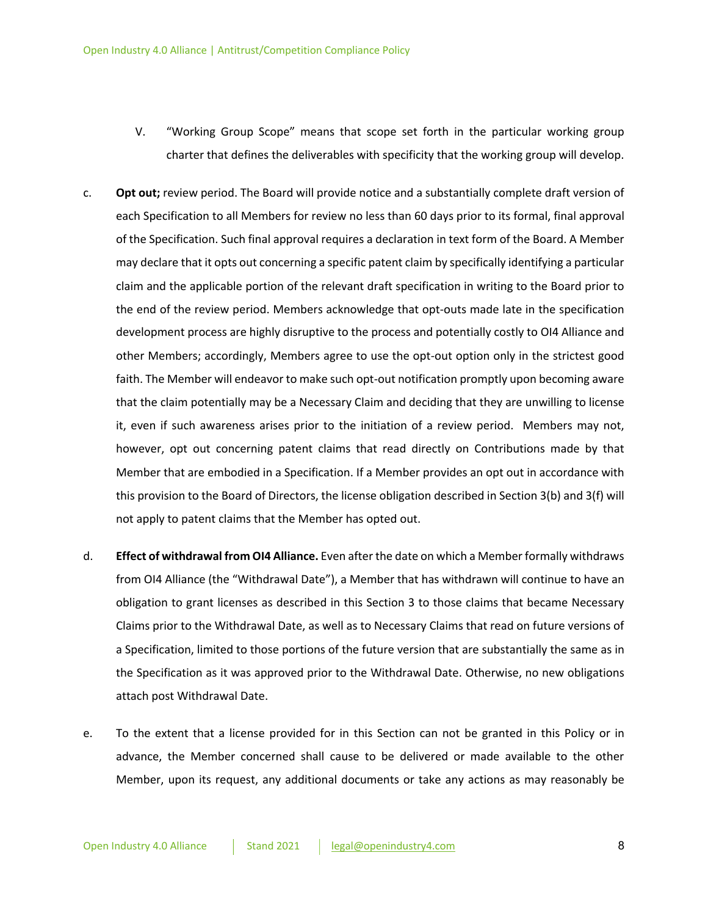V. "Working Group Scope" means that scope set forth in the particular working group charter that defines the deliverables with specificity that the working group will develop.

c. **Opt out;** review period. The Board will provide notice and a substantially complete draft version of each Specification to all Members for review no less than 60 days prior to its formal, final approval of the Specification. Such final approval requires a declaration in text form of the Board. A Member may declare that it opts out concerning a specific patent claim by specifically identifying a particular claim and the applicable portion of the relevant draft specification in writing to the Board prior to the end of the review period. Members acknowledge that opt-outs made late in the specification development process are highly disruptive to the process and potentially costly to OI4 Alliance and other Members; accordingly, Members agree to use the opt-out option only in the strictest good faith. The Member will endeavor to make such opt-out notification promptly upon becoming aware that the claim potentially may be a Necessary Claim and deciding that they are unwilling to license it, even if such awareness arises prior to the initiation of a review period. Members may not, however, opt out concerning patent claims that read directly on Contributions made by that Member that are embodied in a Specification. If a Member provides an opt out in accordance with this provision to the Board of Directors, the license obligation described in Section 3(b) and 3(f) will not apply to patent claims that the Member has opted out.

d. **Effect of withdrawal from OI4 Alliance.** Even after the date on which a Member formally withdraws from OI4 Alliance (the "Withdrawal Date"), a Member that has withdrawn will continue to have an obligation to grant licenses as described in this Section 3 to those claims that became Necessary Claims prior to the Withdrawal Date, as well as to Necessary Claims that read on future versions of a Specification, limited to those portions of the future version that are substantially the same as in the Specification as it was approved prior to the Withdrawal Date. Otherwise, no new obligations attach post Withdrawal Date.

e. To the extent that a license provided for in this Section can not be granted in this Policy or in advance, the Member concerned shall cause to be delivered or made available to the other Member, upon its request, any additional documents or take any actions as may reasonably be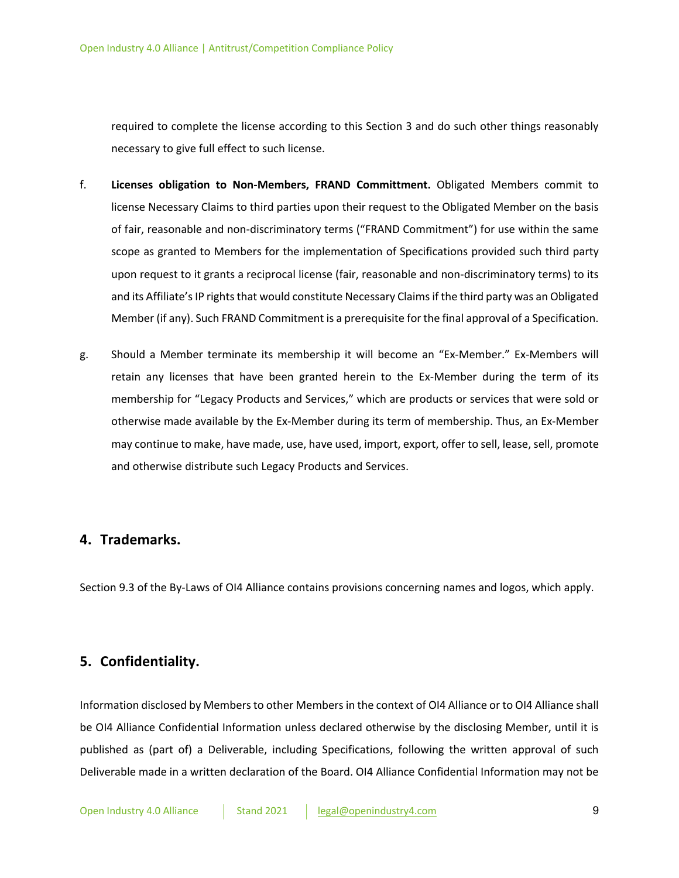required to complete the license according to this Section 3 and do such other things reasonably necessary to give full effect to such license.

f. **Licenses obligation to Non-Members, FRAND Committment.** Obligated Members commit to license Necessary Claims to third parties upon their request to the Obligated Member on the basis of fair, reasonable and non-discriminatory terms ("FRAND Commitment") for use within the same scope as granted to Members for the implementation of Specifications provided such third party upon request to it grants a reciprocal license (fair, reasonable and non-discriminatory terms) to its and its Affiliate's IP rights that would constitute Necessary Claims if the third party was an Obligated Member (if any). Such FRAND Commitment is a prerequisite for the final approval of a Specification.

g. Should a Member terminate its membership it will become an "Ex-Member." Ex-Members will retain any licenses that have been granted herein to the Ex-Member during the term of its membership for "Legacy Products and Services," which are products or services that were sold or otherwise made available by the Ex-Member during its term of membership. Thus, an Ex-Member may continue to make, have made, use, have used, import, export, offer to sell, lease, sell, promote and otherwise distribute such Legacy Products and Services.

## 4. Trademarks.

Section 9.3 of the By-Laws of OI4 Alliance contains provisions concerning names and logos, which apply.

## 5. Confidentiality.

Information disclosed by Members to other Members in the context of OI4 Alliance or to OI4 Alliance shall be OI4 Alliance Confidential Information unless declared otherwise by the disclosing Member, until it is published as (part of) a Deliverable, including Specifications, following the written approval of such Deliverable made in a written declaration of the Board. OI4 Alliance Confidential Information may not be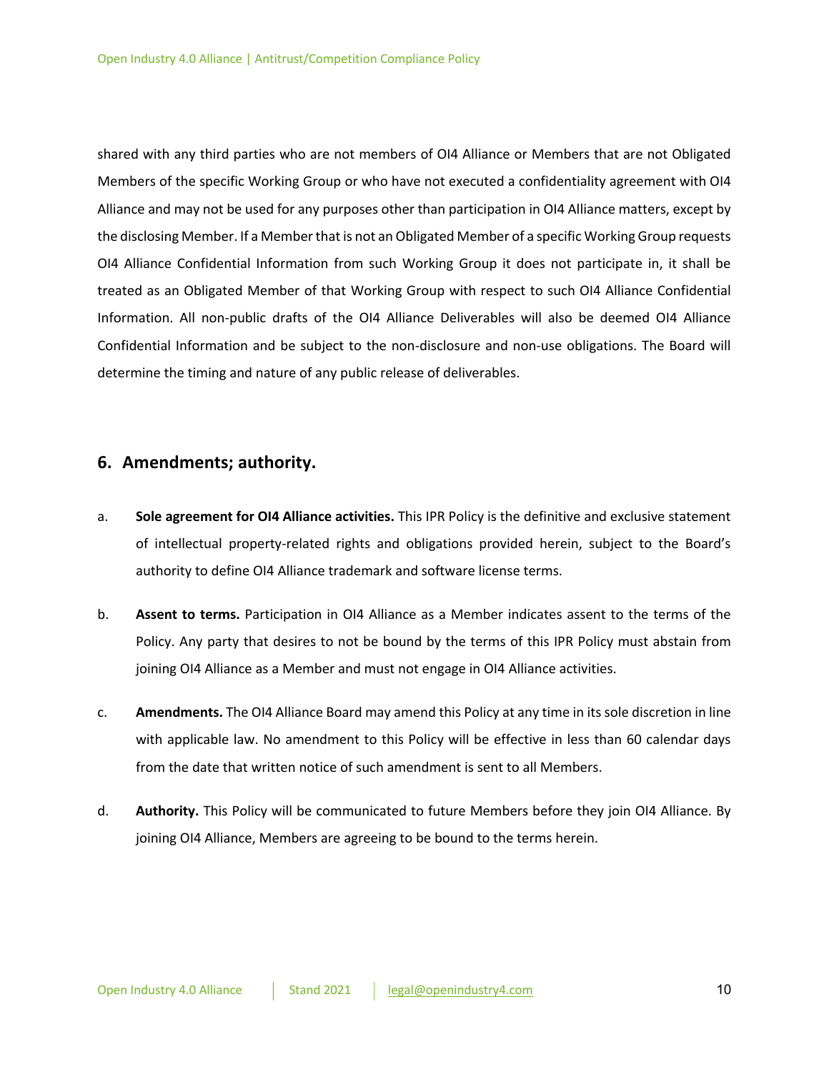shared with any third parties who are not members of OI4 Alliance or Members that are not Obligated Members of the specific Working Group or who have not executed a confidentiality agreement with OI4 Alliance and may not be used for any purposes other than participation in OI4 Alliance matters, except by the disclosing Member. If a Member that is not an Obligated Member of a specific Working Group requests OI4 Alliance Confidential Information from such Working Group it does not participate in, it shall be treated as an Obligated Member of that Working Group with respect to such OI4 Alliance Confidential Information. All non-public drafts of the OI4 Alliance Deliverables will also be deemed OI4 Alliance Confidential Information and be subject to the non-disclosure and non-use obligations. The Board will determine the timing and nature of any public release of deliverables.

## 6. Amendments; authority.

a. **Sole agreement for OI4 Alliance activities.** This IPR Policy is the definitive and exclusive statement of intellectual property-related rights and obligations provided herein, subject to the Board's authority to define OI4 Alliance trademark and software license terms.

b. **Assent to terms.** Participation in OI4 Alliance as a Member indicates assent to the terms of the Policy. Any party that desires to not be bound by the terms of this IPR Policy must abstain from joining OI4 Alliance as a Member and must not engage in OI4 Alliance activities.

c. **Amendments.** The OI4 Alliance Board may amend this Policy at any time in its sole discretion in line with applicable law. No amendment to this Policy will be effective in less than 60 calendar days from the date that written notice of such amendment is sent to all Members.

d. **Authority.** This Policy will be communicated to future Members before they join OI4 Alliance. By joining OI4 Alliance, Members are agreeing to be bound to the terms herein.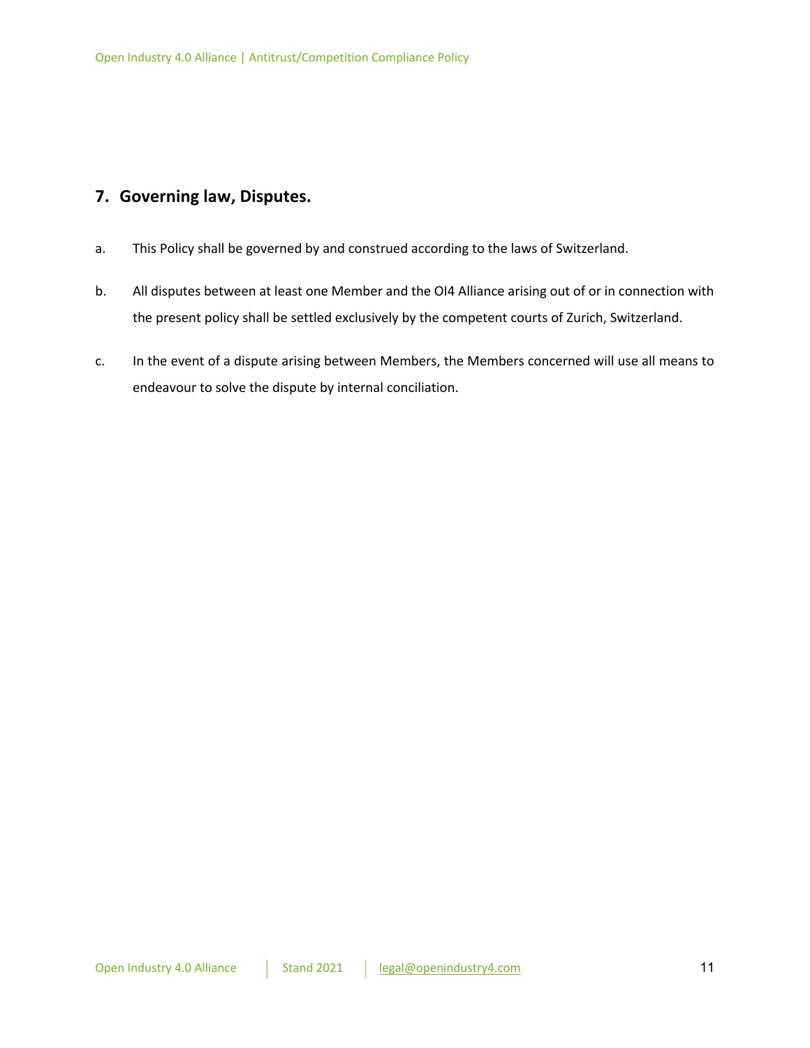## 7. Governing law, Disputes.

a. This Policy shall be governed by and construed according to the laws of Switzerland.

b. All disputes between at least one Member and the OI4 Alliance arising out of or in connection with the present policy shall be settled exclusively by the competent courts of Zurich, Switzerland.

c. In the event of a dispute arising between Members, the Members concerned will use all means to endeavour to solve the dispute by internal conciliation.